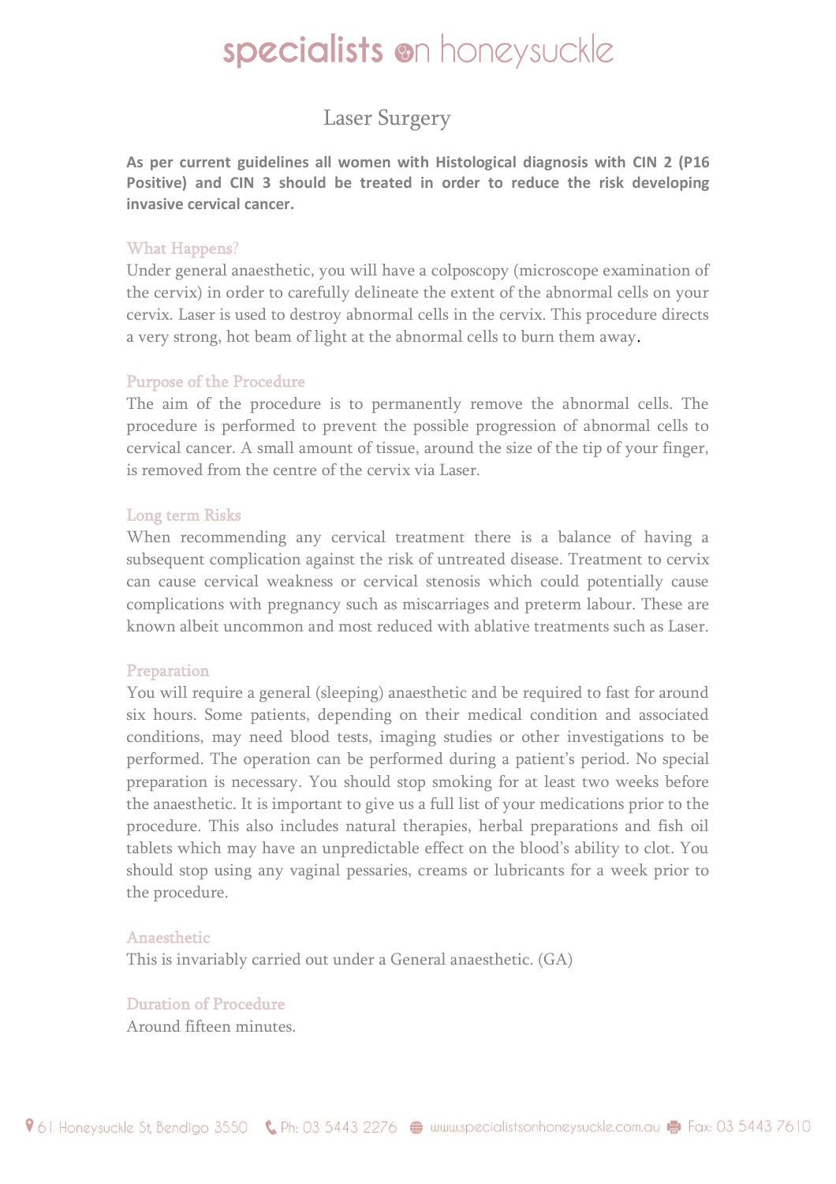# specialists on honeysuckle

## Laser Surgery

**As per current guidelines all women with Histological diagnosis with CIN 2 (P16 Positive) and CIN 3 should be treated in order to reduce the risk developing invasive cervical cancer.**

### What Happens?

Under general anaesthetic, you will have a colposcopy (microscope examination of the cervix) in order to carefully delineate the extent of the abnormal cells on your cervix. Laser is used to destroy abnormal cells in the cervix. This procedure directs a very strong, hot beam of light at the abnormal cells to burn them away.

### Purpose of the Procedure

The aim of the procedure is to permanently remove the abnormal cells. The procedure is performed to prevent the possible progression of abnormal cells to cervical cancer. A small amount of tissue, around the size of the tip of your finger, is removed from the centre of the cervix via Laser.

### Long term Risks

When recommending any cervical treatment there is a balance of having a subsequent complication against the risk of untreated disease. Treatment to cervix can cause cervical weakness or cervical stenosis which could potentially cause complications with pregnancy such as miscarriages and preterm labour. These are known albeit uncommon and most reduced with ablative treatments such as Laser.

### Preparation

You will require a general (sleeping) anaesthetic and be required to fast for around six hours. Some patients, depending on their medical condition and associated conditions, may need blood tests, imaging studies or other investigations to be performed. The operation can be performed during a patient's period. No special preparation is necessary. You should stop smoking for at least two weeks before the anaesthetic. It is important to give us a full list of your medications prior to the procedure. This also includes natural therapies, herbal preparations and fish oil tablets which may have an unpredictable effect on the blood's ability to clot. You should stop using any vaginal pessaries, creams or lubricants for a week prior to the procedure.

### Anaesthetic

This is invariably carried out under a General anaesthetic. (GA)

### Duration of Procedure

Around fifteen minutes.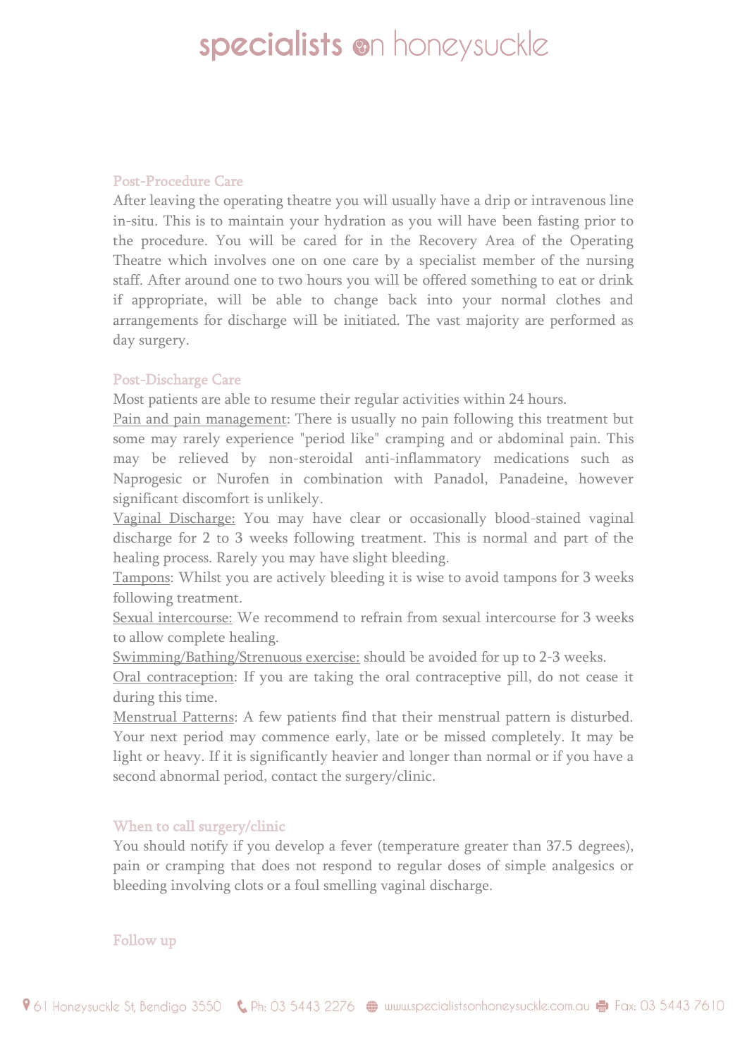## Post-Procedure Care

After leaving the operating theatre you will usually have a drip or intravenous line in-situ. This is to maintain your hydration as you will have been fasting prior to the procedure. You will be cared for in the Recovery Area of the Operating Theatre which involves one on one care by a specialist member of the nursing staff. After around one to two hours you will be offered something to eat or drink if appropriate, will be able to change back into your normal clothes and arrangements for discharge will be initiated. The vast majority are performed as day surgery.

## Post-Discharge Care

Most patients are able to resume their regular activities within 24 hours.

Pain and pain management: There is usually no pain following this treatment but some may rarely experience "period like" cramping and or abdominal pain. This may be relieved by non-steroidal anti-inflammatory medications such as Naprogesic or Nurofen in combination with Panadol, Panadeine, however significant discomfort is unlikely.

Vaginal Discharge: You may have clear or occasionally blood-stained vaginal discharge for 2 to 3 weeks following treatment. This is normal and part of the healing process. Rarely you may have slight bleeding.

Tampons: Whilst you are actively bleeding it is wise to avoid tampons for 3 weeks following treatment.

Sexual intercourse: We recommend to refrain from sexual intercourse for 3 weeks to allow complete healing.

Swimming/Bathing/Strenuous exercise: should be avoided for up to 2-3 weeks.

Oral contraception: If you are taking the oral contraceptive pill, do not cease it during this time.

Menstrual Patterns: A few patients find that their menstrual pattern is disturbed. Your next period may commence early, late or be missed completely. It may be light or heavy. If it is significantly heavier and longer than normal or if you have a second abnormal period, contact the surgery/clinic.

## When to call surgery/clinic

You should notify if you develop a fever (temperature greater than 37.5 degrees), pain or cramping that does not respond to regular doses of simple analgesics or bleeding involving clots or a foul smelling vaginal discharge.

## Follow up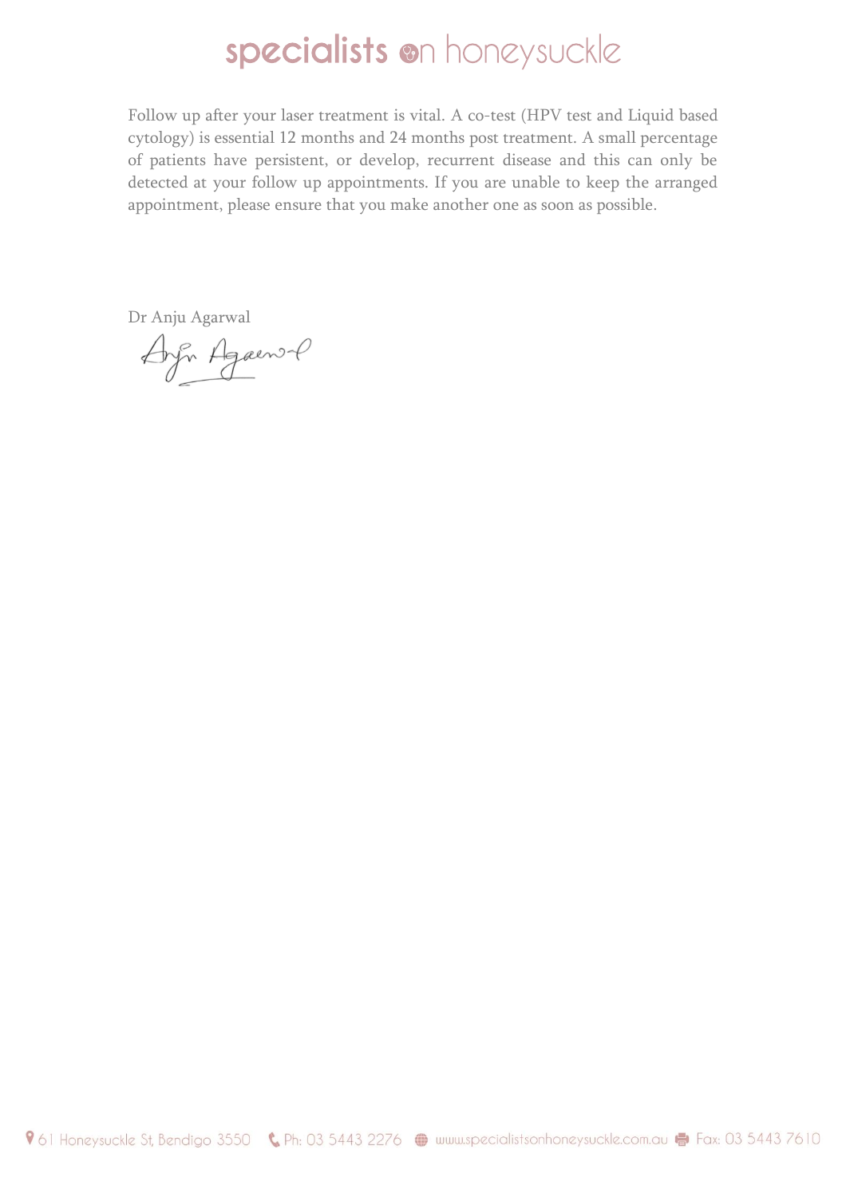Follow up after your laser treatment is vital. A co-test (HPV test and Liquid based cytology) is essential 12 months and 24 months post treatment. A small percentage of patients have persistent, or develop, recurrent disease and this can only be detected at your follow up appointments. If you are unable to keep the arranged appointment, please ensure that you make another one as soon as possible.

Dr Anju Agarwal